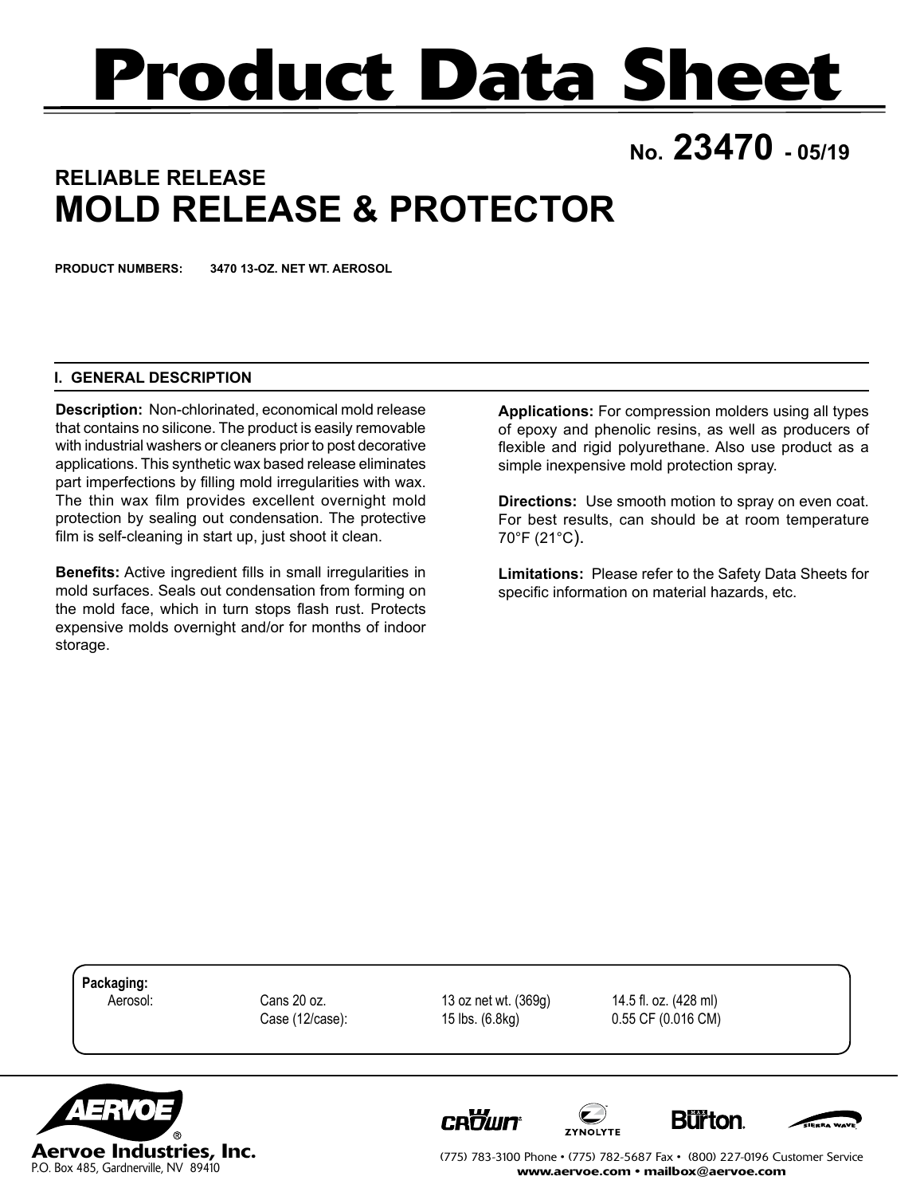# Product Data Sheet

**No. 23470 - 05/19**

## RELIABLE RELEASE
# MOLD RELEASE & PROTECTOR

**PRODUCT NUMBERS: 3470 13-OZ. NET WT. AEROSOL**

### I. GENERAL DESCRIPTION

**Description:** Non-chlorinated, economical mold release that contains no silicone. The product is easily removable with industrial washers or cleaners prior to post decorative applications. This synthetic wax based release eliminates part imperfections by filling mold irregularities with wax. The thin wax film provides excellent overnight mold protection by sealing out condensation. The protective film is self-cleaning in start up, just shoot it clean.

**Benefits:** Active ingredient fills in small irregularities in mold surfaces. Seals out condensation from forming on the mold face, which in turn stops flash rust. Protects expensive molds overnight and/or for months of indoor storage.

**Applications:** For compression molders using all types of epoxy and phenolic resins, as well as producers of flexible and rigid polyurethane. Also use product as a simple inexpensive mold protection spray.

**Directions:** Use smooth motion to spray on even coat. For best results, can should be at room temperature 70°F (21°C).

**Limitations:** Please refer to the Safety Data Sheets for specific information on material hazards, etc.

**Packaging:**

| | | | |
|---|---|---|---|
| Aerosol: | Cans 20 oz. | 13 oz net wt. (369g) | 14.5 fl. oz. (428 ml) |
| | Case (12/case): | 15 lbs. (6.8kg) | 0.55 CF (0.016 CM) |

**Aervoe Industries, Inc.**
P.O. Box 485, Gardnerville, NV 89410

(775) 783-3100 Phone • (775) 782-5687 Fax • (800) 227-0196 Customer Service
**www.aervoe.com • mailbox@aervoe.com**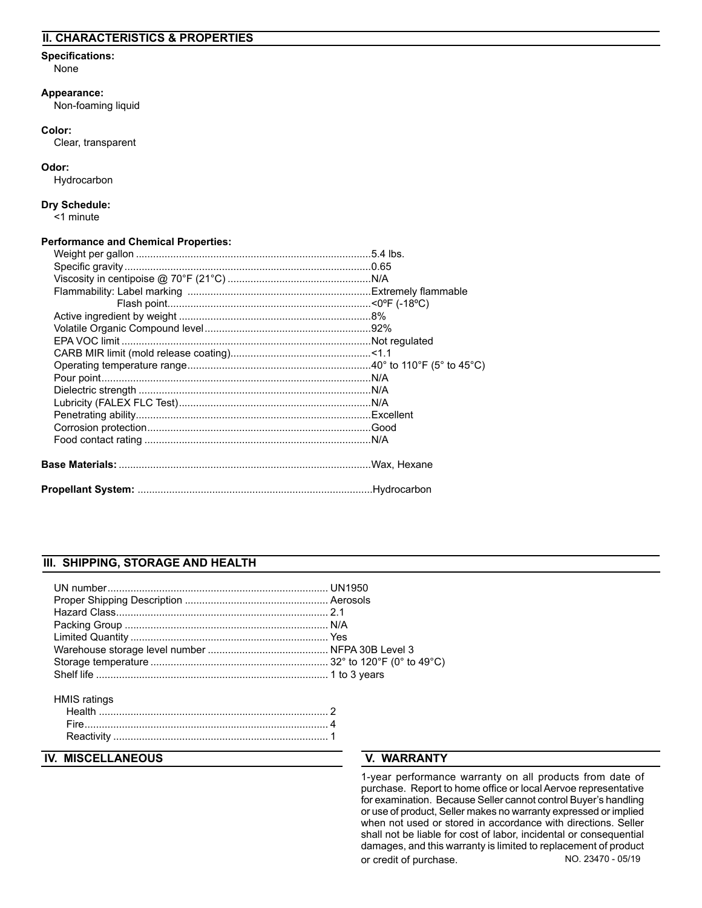## II. CHARACTERISTICS & PROPERTIES

**Specifications:**
None

**Appearance:**
Non-foaming liquid

**Color:**
Clear, transparent

**Odor:**
Hydrocarbon

**Dry Schedule:**
<1 minute

**Performance and Chemical Properties:**

| | |
|---|---|
| Weight per gallon | 5.4 lbs. |
| Specific gravity | 0.65 |
| Viscosity in centipoise @ 70°F (21°C) | N/A |
| Flammability: Label marking | Extremely flammable |
| Flash point | <0ºF (-18ºC) |
| Active ingredient by weight | 8% |
| Volatile Organic Compound level | 92% |
| EPA VOC limit | Not regulated |
| CARB MIR limit (mold release coating) | <1.1 |
| Operating temperature range | 40° to 110°F (5° to 45°C) |
| Pour point | N/A |
| Dielectric strength | N/A |
| Lubricity (FALEX FLC Test) | N/A |
| Penetrating ability | Excellent |
| Corrosion protection | Good |
| Food contact rating | N/A |

**Base Materials:** Wax, Hexane

**Propellant System:** Hydrocarbon

## III. SHIPPING, STORAGE AND HEALTH

| | |
|---|---|
| UN number | UN1950 |
| Proper Shipping Description | Aerosols |
| Hazard Class | 2.1 |
| Packing Group | N/A |
| Limited Quantity | Yes |
| Warehouse storage level number | NFPA 30B Level 3 |
| Storage temperature | 32° to 120°F (0° to 49°C) |
| Shelf life | 1 to 3 years |

HMIS ratings

| | |
|---|---|
| Health | 2 |
| Fire | 4 |
| Reactivity | 1 |

## IV. MISCELLANEOUS

## V. WARRANTY

1-year performance warranty on all products from date of purchase. Report to home office or local Aervoe representative for examination. Because Seller cannot control Buyer's handling or use of product, Seller makes no warranty expressed or implied when not used or stored in accordance with directions. Seller shall not be liable for cost of labor, incidental or consequential damages, and this warranty is limited to replacement of product or credit of purchase.

NO. 23470 - 05/19